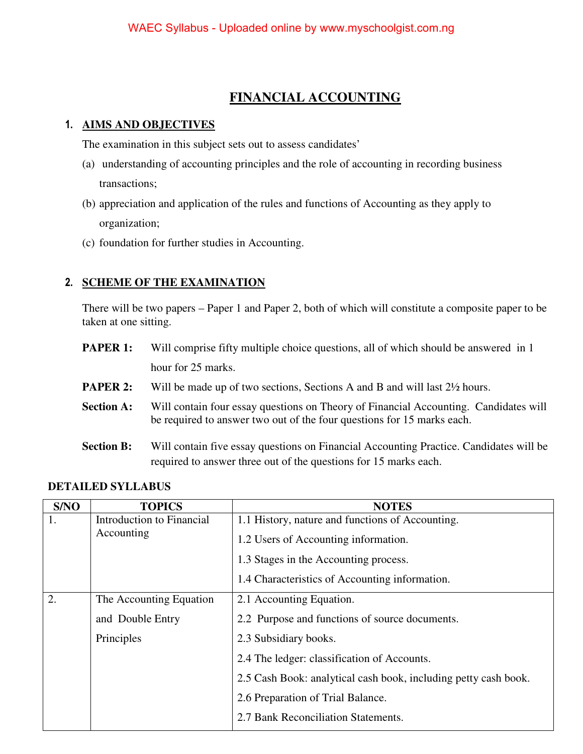# FINANCIAL ACCOUNTING

## 1. AIMS AND OBJECTIVES

The examination in this subject sets out to assess candidates'

(a) understanding of accounting principles and the role of accounting in recording business transactions;

(b) appreciation and application of the rules and functions of Accounting as they apply to organization;

(c) foundation for further studies in Accounting.

## 2. SCHEME OF THE EXAMINATION

There will be two papers – Paper 1 and Paper 2, both of which will constitute a composite paper to be taken at one sitting.

**PAPER 1:** Will comprise fifty multiple choice questions, all of which should be answered in 1 hour for 25 marks.

**PAPER 2:** Will be made up of two sections, Sections A and B and will last 2½ hours.

**Section A:** Will contain four essay questions on Theory of Financial Accounting. Candidates will be required to answer two out of the four questions for 15 marks each.

**Section B:** Will contain five essay questions on Financial Accounting Practice. Candidates will be required to answer three out of the questions for 15 marks each.

### DETAILED SYLLABUS

| S/NO | TOPICS | NOTES |
|---|---|---|
| 1. | Introduction to Financial Accounting | 1.1 History, nature and functions of Accounting.<br>1.2 Users of Accounting information.<br>1.3 Stages in the Accounting process.<br>1.4 Characteristics of Accounting information. |
| 2. | The Accounting Equation and Double Entry Principles | 2.1 Accounting Equation.<br>2.2 Purpose and functions of source documents.<br>2.3 Subsidiary books.<br>2.4 The ledger: classification of Accounts.<br>2.5 Cash Book: analytical cash book, including petty cash book.<br>2.6 Preparation of Trial Balance.<br>2.7 Bank Reconciliation Statements. |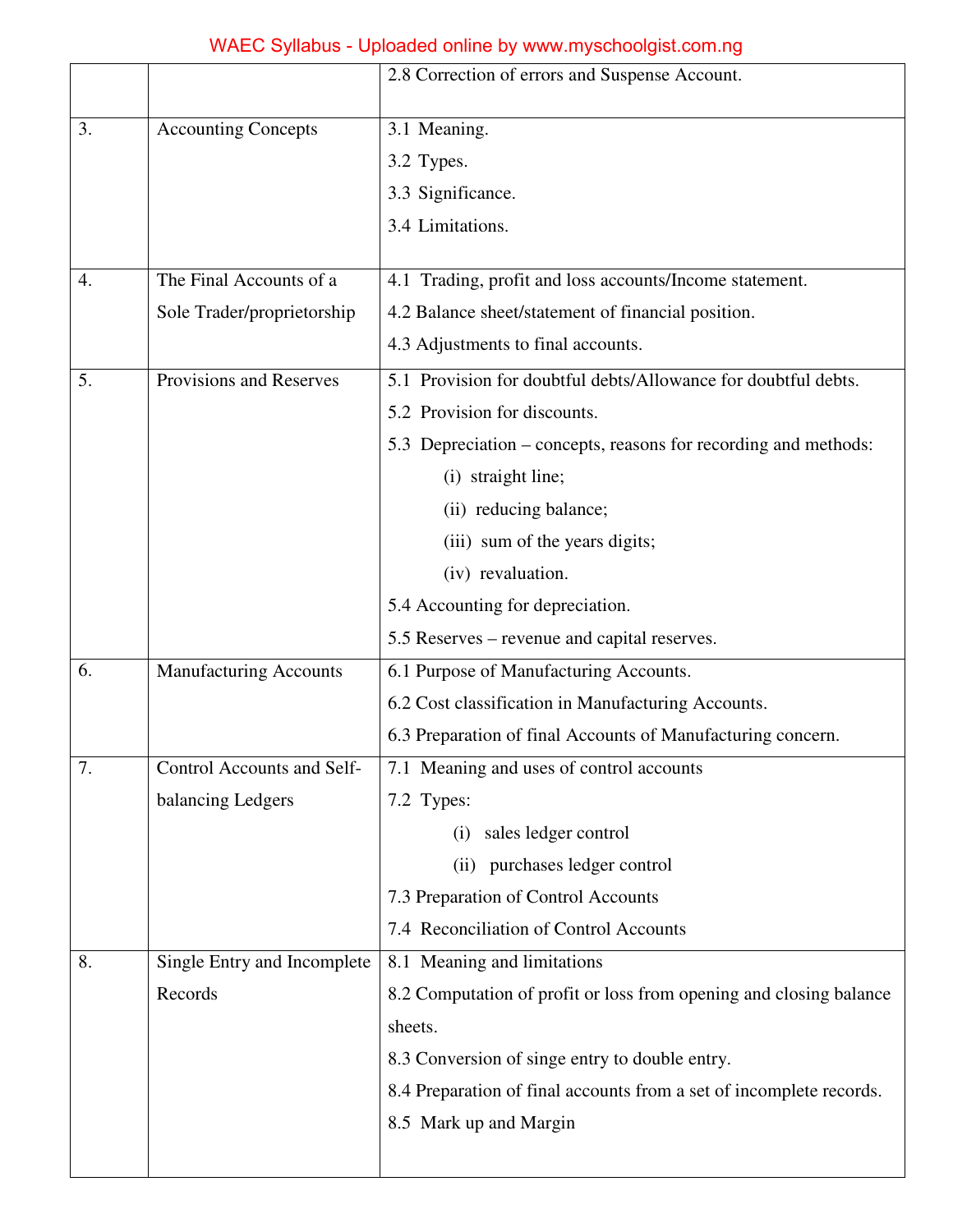| | | |
|---|---|---|
| | | 2.8 Correction of errors and Suspense Account. |
| 3. | Accounting Concepts | 3.1 Meaning.<br>3.2 Types.<br>3.3 Significance.<br>3.4 Limitations. |
| 4. | The Final Accounts of a Sole Trader/proprietorship | 4.1 Trading, profit and loss accounts/Income statement.<br>4.2 Balance sheet/statement of financial position.<br>4.3 Adjustments to final accounts. |
| 5. | Provisions and Reserves | 5.1 Provision for doubtful debts/Allowance for doubtful debts.<br>5.2 Provision for discounts.<br>5.3 Depreciation – concepts, reasons for recording and methods:<br>(i) straight line;<br>(ii) reducing balance;<br>(iii) sum of the years digits;<br>(iv) revaluation.<br>5.4 Accounting for depreciation.<br>5.5 Reserves – revenue and capital reserves. |
| 6. | Manufacturing Accounts | 6.1 Purpose of Manufacturing Accounts.<br>6.2 Cost classification in Manufacturing Accounts.<br>6.3 Preparation of final Accounts of Manufacturing concern. |
| 7. | Control Accounts and Self-balancing Ledgers | 7.1 Meaning and uses of control accounts<br>7.2 Types:<br>(i) sales ledger control<br>(ii) purchases ledger control<br>7.3 Preparation of Control Accounts<br>7.4 Reconciliation of Control Accounts |
| 8. | Single Entry and Incomplete Records | 8.1 Meaning and limitations<br>8.2 Computation of profit or loss from opening and closing balance sheets.<br>8.3 Conversion of singe entry to double entry.<br>8.4 Preparation of final accounts from a set of incomplete records.<br>8.5 Mark up and Margin |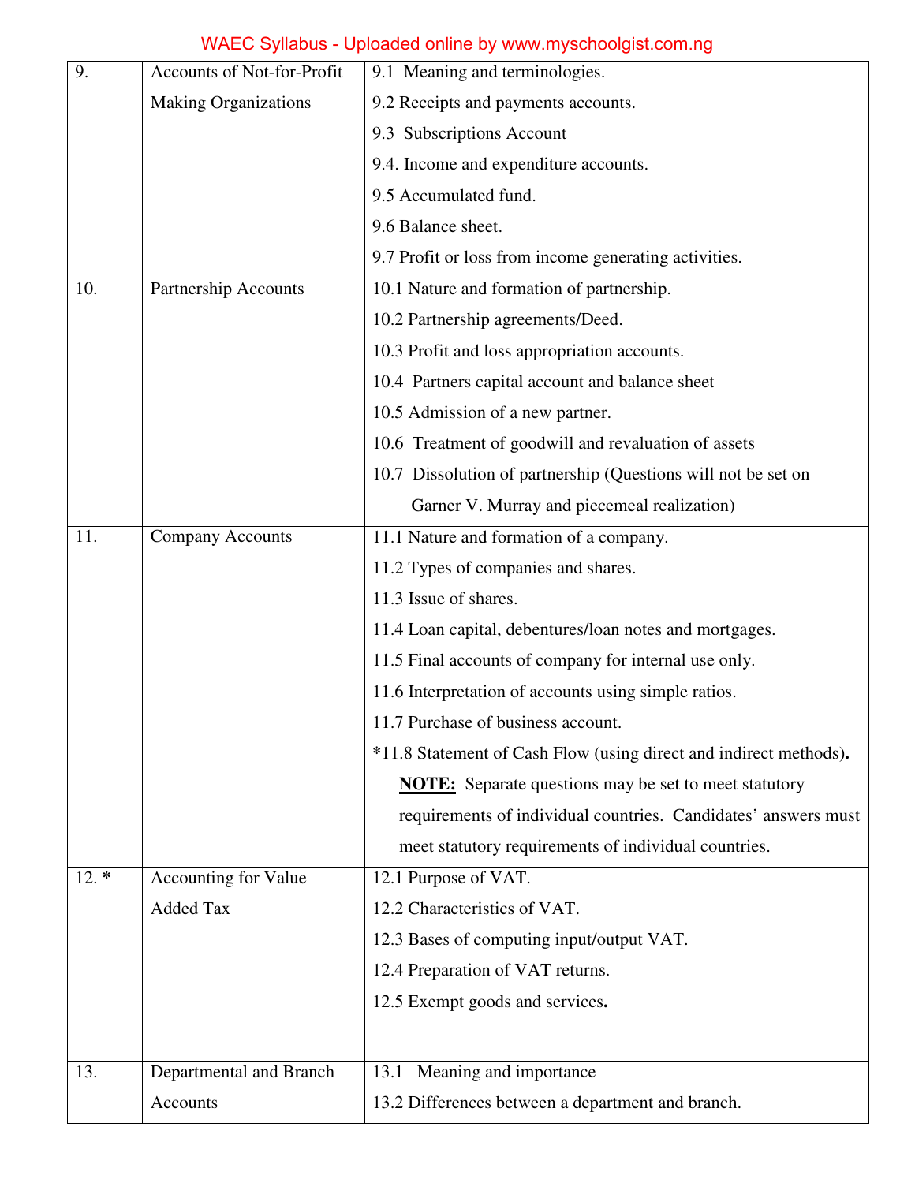| | | |
|---|---|---|
| 9. | Accounts of Not-for-Profit Making Organizations | 9.1 Meaning and terminologies.<br>9.2 Receipts and payments accounts.<br>9.3 Subscriptions Account<br>9.4. Income and expenditure accounts.<br>9.5 Accumulated fund.<br>9.6 Balance sheet.<br>9.7 Profit or loss from income generating activities. |
| 10. | Partnership Accounts | 10.1 Nature and formation of partnership.<br>10.2 Partnership agreements/Deed.<br>10.3 Profit and loss appropriation accounts.<br>10.4 Partners capital account and balance sheet<br>10.5 Admission of a new partner.<br>10.6 Treatment of goodwill and revaluation of assets<br>10.7 Dissolution of partnership (Questions will not be set on Garner V. Murray and piecemeal realization) |
| 11. | Company Accounts | 11.1 Nature and formation of a company.<br>11.2 Types of companies and shares.<br>11.3 Issue of shares.<br>11.4 Loan capital, debentures/loan notes and mortgages.<br>11.5 Final accounts of company for internal use only.<br>11.6 Interpretation of accounts using simple ratios.<br>11.7 Purchase of business account.<br>*11.8 Statement of Cash Flow (using direct and indirect methods).<br>**<u>NOTE:</u>** Separate questions may be set to meet statutory requirements of individual countries. Candidates' answers must meet statutory requirements of individual countries. |
| 12. * | Accounting for Value Added Tax | 12.1 Purpose of VAT.<br>12.2 Characteristics of VAT.<br>12.3 Bases of computing input/output VAT.<br>12.4 Preparation of VAT returns.<br>12.5 Exempt goods and services. |
| 13. | Departmental and Branch Accounts | 13.1 Meaning and importance<br>13.2 Differences between a department and branch. |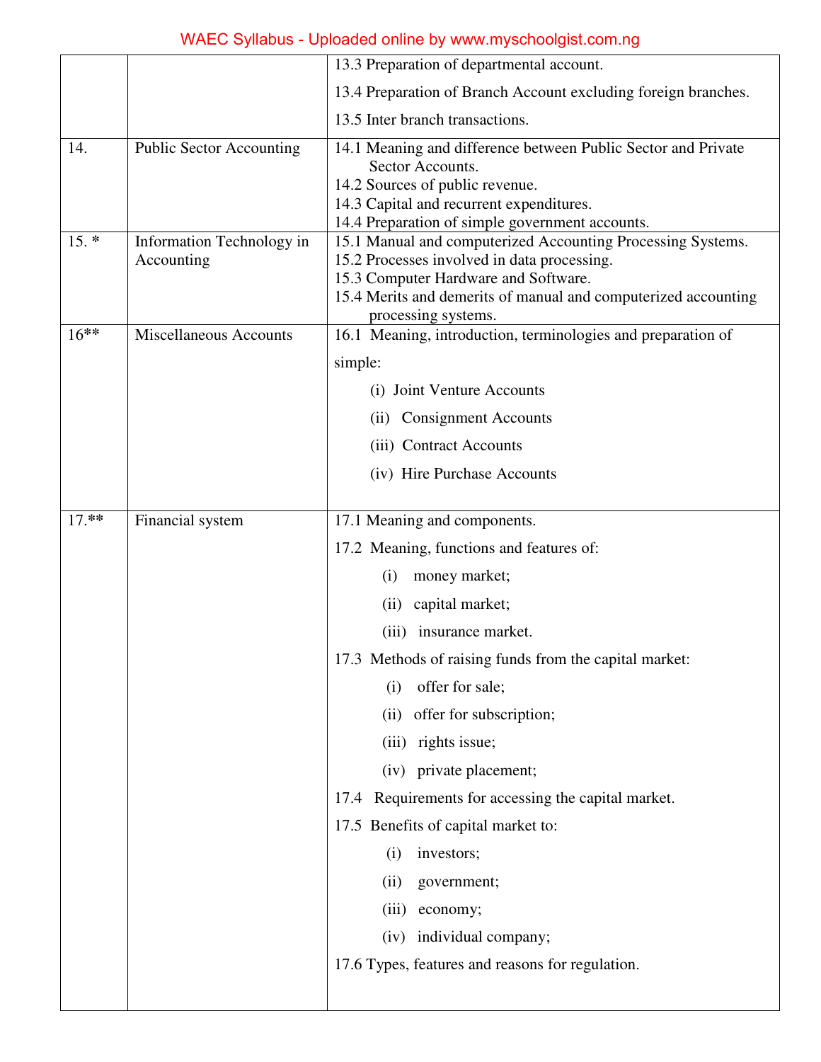| | | |
|---|---|---|
| | | 13.3 Preparation of departmental account.<br>13.4 Preparation of Branch Account excluding foreign branches.<br>13.5 Inter branch transactions. |
| 14. | Public Sector Accounting | 14.1 Meaning and difference between Public Sector and Private Sector Accounts.<br>14.2 Sources of public revenue.<br>14.3 Capital and recurrent expenditures.<br>14.4 Preparation of simple government accounts. |
| 15. * | Information Technology in Accounting | 15.1 Manual and computerized Accounting Processing Systems.<br>15.2 Processes involved in data processing.<br>15.3 Computer Hardware and Software.<br>15.4 Merits and demerits of manual and computerized accounting processing systems. |
| 16** | Miscellaneous Accounts | 16.1 Meaning, introduction, terminologies and preparation of simple:<br>(i) Joint Venture Accounts<br>(ii) Consignment Accounts<br>(iii) Contract Accounts<br>(iv) Hire Purchase Accounts |
| 17.** | Financial system | 17.1 Meaning and components.<br>17.2 Meaning, functions and features of:<br>(i) money market;<br>(ii) capital market;<br>(iii) insurance market.<br>17.3 Methods of raising funds from the capital market:<br>(i) offer for sale;<br>(ii) offer for subscription;<br>(iii) rights issue;<br>(iv) private placement;<br>17.4 Requirements for accessing the capital market.<br>17.5 Benefits of capital market to:<br>(i) investors;<br>(ii) government;<br>(iii) economy;<br>(iv) individual company;<br>17.6 Types, features and reasons for regulation. |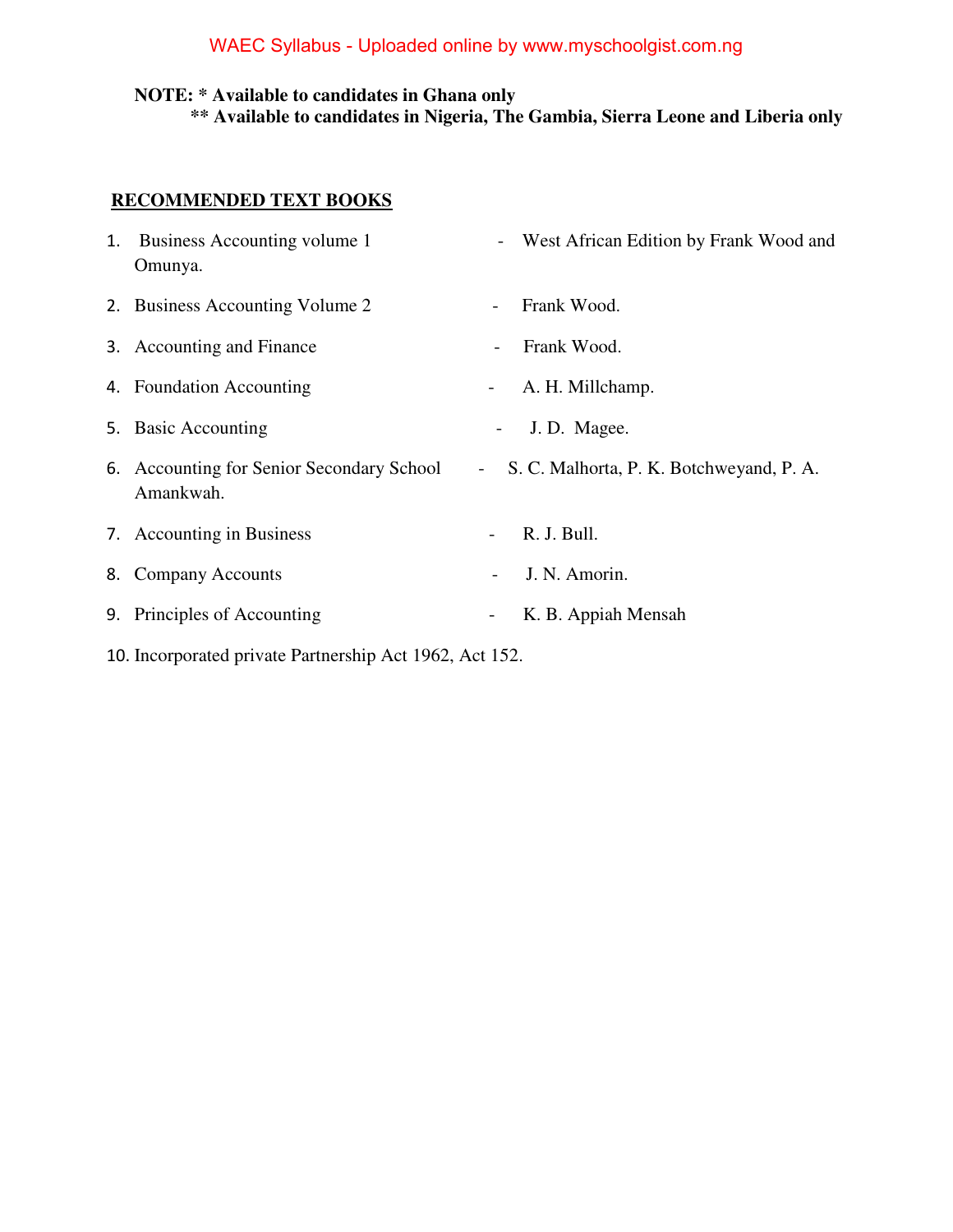**NOTE: * Available to candidates in Ghana only**
**\*\* Available to candidates in Nigeria, The Gambia, Sierra Leone and Liberia only**

## RECOMMENDED TEXT BOOKS

1. Business Accounting volume 1 - West African Edition by Frank Wood and Omunya.
2. Business Accounting Volume 2 - Frank Wood.
3. Accounting and Finance - Frank Wood.
4. Foundation Accounting - A. H. Millchamp.
5. Basic Accounting - J. D. Magee.
6. Accounting for Senior Secondary School - S. C. Malhorta, P. K. Botchweyand, P. A. Amankwah.
7. Accounting in Business - R. J. Bull.
8. Company Accounts - J. N. Amorin.
9. Principles of Accounting - K. B. Appiah Mensah
10. Incorporated private Partnership Act 1962, Act 152.